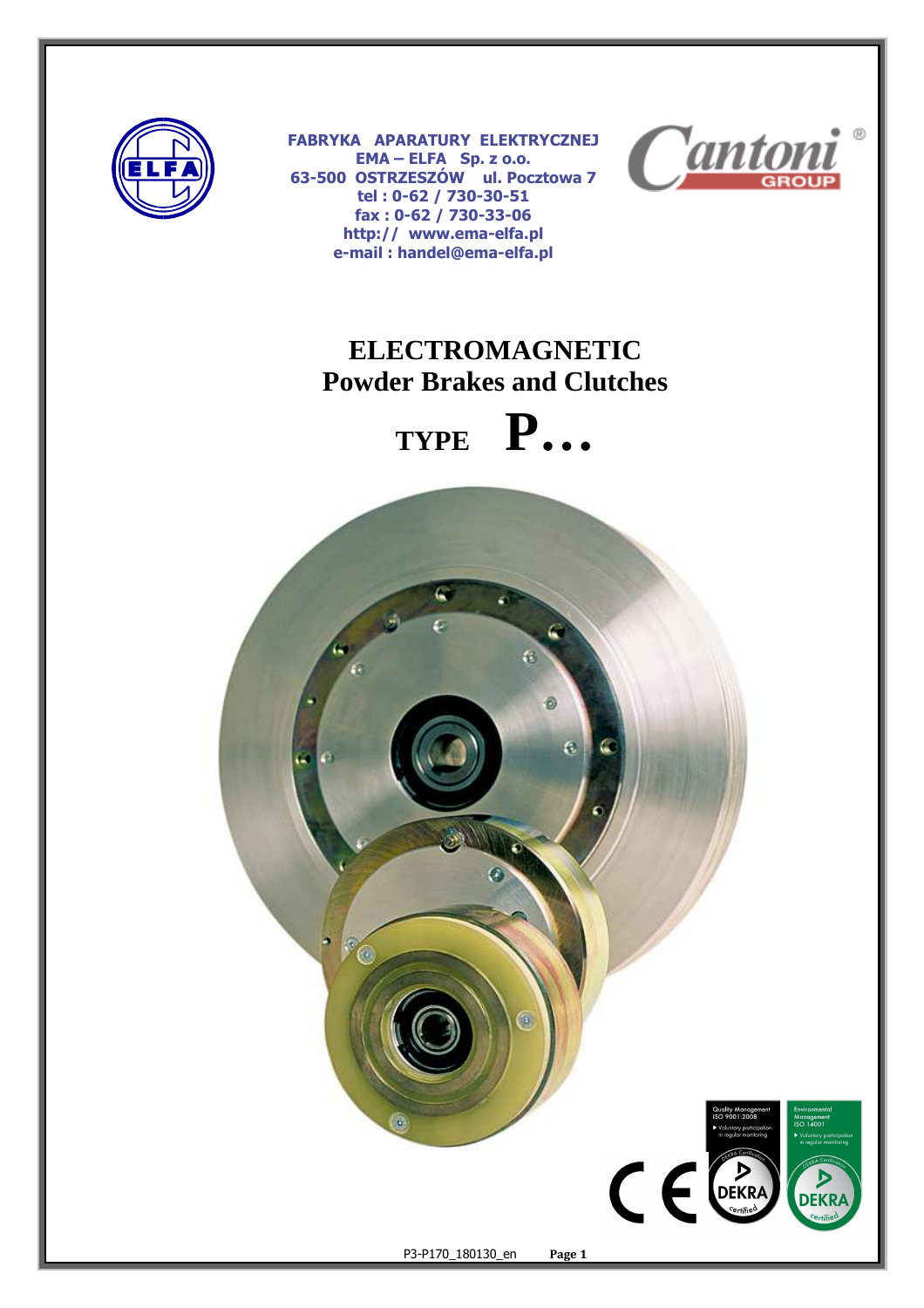**FABRYKA APARATURY ELEKTRYCZNEJ**
**EMA – ELFA Sp. z o.o.**
**63-500 OSTRZESZÓW ul. Pocztowa 7**
**tel : 0-62 / 730-30-51**
**fax : 0-62 / 730-33-06**
**http:// www.ema-elfa.pl**
**e-mail : handel@ema-elfa.pl**

# ELECTROMAGNETIC
# Powder Brakes and Clutches

# TYPE P…

P3-P170_180130_en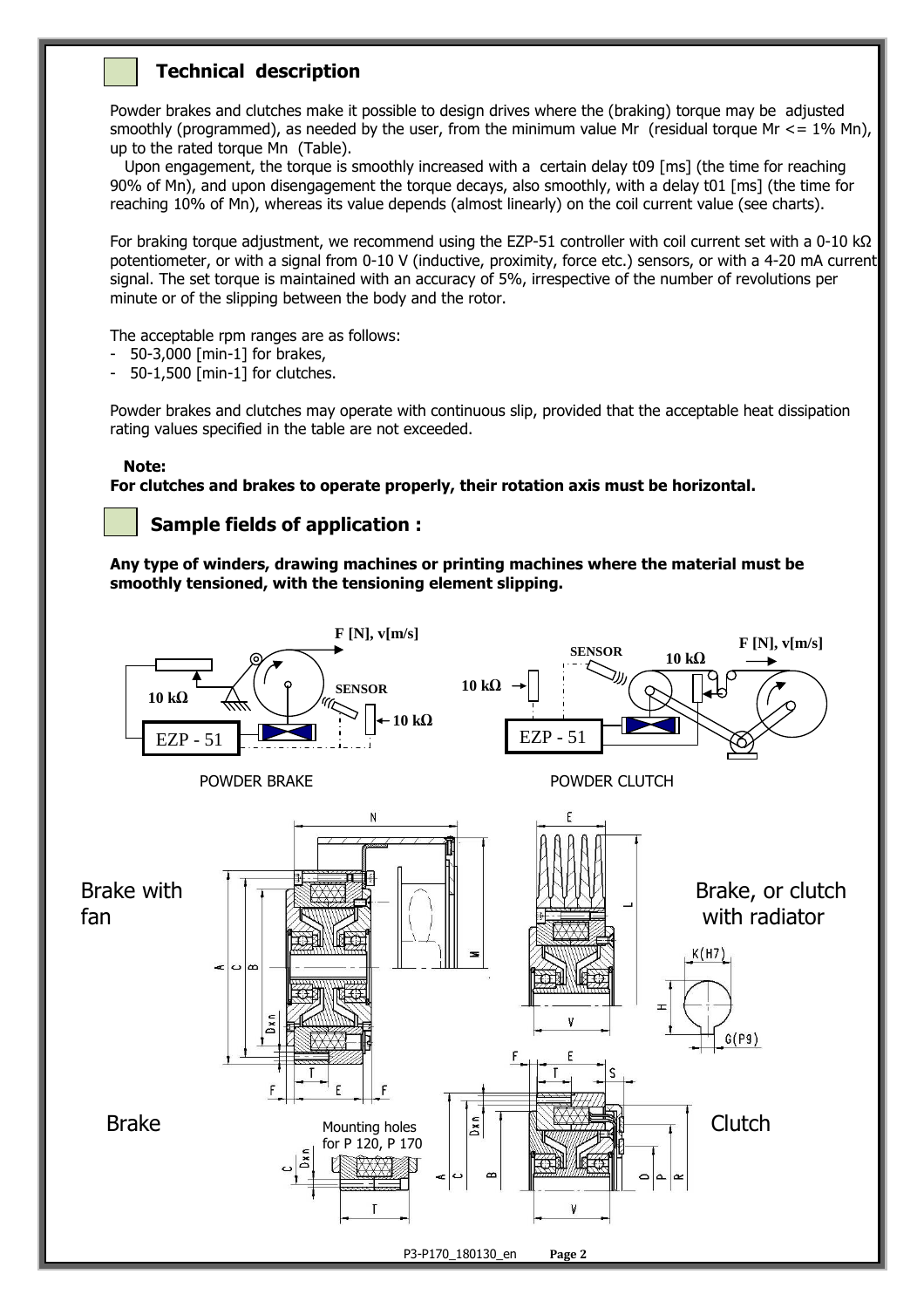## Technical description

Powder brakes and clutches make it possible to design drives where the (braking) torque may be adjusted smoothly (programmed), as needed by the user, from the minimum value Mr (residual torque Mr <= 1% Mn), up to the rated torque Mn (Table).

Upon engagement, the torque is smoothly increased with a certain delay t09 [ms] (the time for reaching 90% of Mn), and upon disengagement the torque decays, also smoothly, with a delay t01 [ms] (the time for reaching 10% of Mn), whereas its value depends (almost linearly) on the coil current value (see charts).

For braking torque adjustment, we recommend using the EZP-51 controller with coil current set with a 0-10 kΩ potentiometer, or with a signal from 0-10 V (inductive, proximity, force etc.) sensors, or with a 4-20 mA current signal. The set torque is maintained with an accuracy of 5%, irrespective of the number of revolutions per minute or of the slipping between the body and the rotor.

The acceptable rpm ranges are as follows:

- 50-3,000 [min-1] for brakes,
- 50-1,500 [min-1] for clutches.

Powder brakes and clutches may operate with continuous slip, provided that the acceptable heat dissipation rating values specified in the table are not exceeded.

**Note:**
**For clutches and brakes to operate properly, their rotation axis must be horizontal.**

## Sample fields of application :

**Any type of winders, drawing machines or printing machines where the material must be smoothly tensioned, with the tensioning element slipping.**

F [N], v[m/s] 10 kΩ SENSOR 10 kΩ EZP - 51

POWDER BRAKE

SENSOR 10 kΩ F [N], v[m/s] 10 kΩ EZP - 51

POWDER CLUTCH

Brake with fan

Brake, or clutch with radiator

Brake

Mounting holes for P 120, P 170

Clutch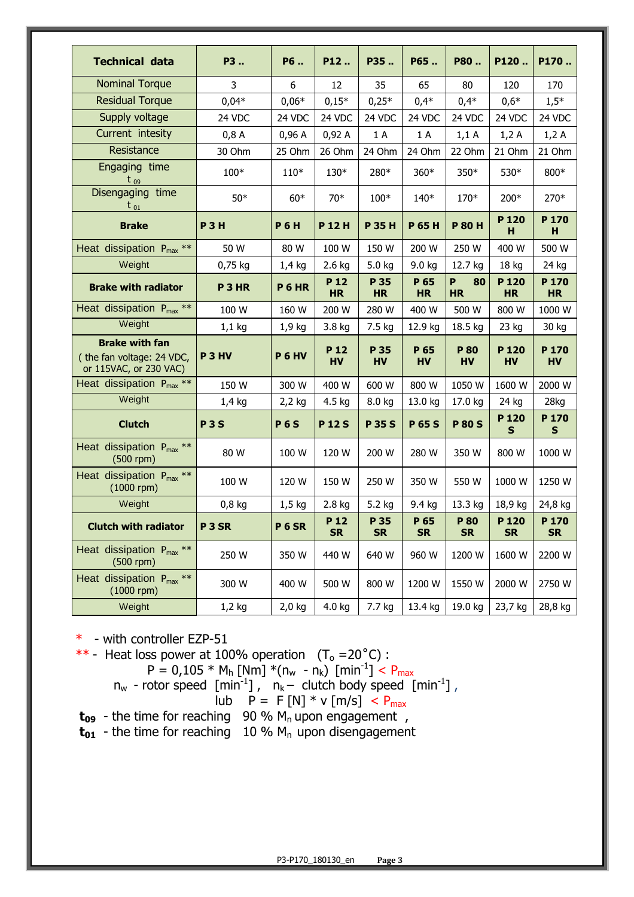| Technical data | P3 .. | P6 .. | P12 .. | P35 .. | P65 .. | P80 .. | P120 .. | P170 .. |
|---|---|---|---|---|---|---|---|---|
| Nominal Torque | 3 | 6 | 12 | 35 | 65 | 80 | 120 | 170 |
| Residual Torque | 0,04* | 0,06* | 0,15* | 0,25* | 0,4* | 0,4* | 0,6* | 1,5* |
| Supply voltage | 24 VDC | 24 VDC | 24 VDC | 24 VDC | 24 VDC | 24 VDC | 24 VDC | 24 VDC |
| Current intesity | 0,8 A | 0,96 A | 0,92 A | 1 A | 1 A | 1,1 A | 1,2 A | 1,2 A |
| Resistance | 30 Ohm | 25 Ohm | 26 Ohm | 24 Ohm | 24 Ohm | 22 Ohm | 21 Ohm | 21 Ohm |
| Engaging time $t_{09}$ | 100* | 110* | 130* | 280* | 360* | 350* | 530* | 800* |
| Disengaging time $t_{01}$ | 50* | 60* | 70* | 100* | 140* | 170* | 200* | 270* |
| **Brake** | **P 3 H** | **P 6 H** | **P 12 H** | **P 35 H** | **P 65 H** | **P 80 H** | **P 120 H** | **P 170 H** |
| Heat dissipation $P_{max}$ ** | 50 W | 80 W | 100 W | 150 W | 200 W | 250 W | 400 W | 500 W |
| Weight | 0,75 kg | 1,4 kg | 2.6 kg | 5.0 kg | 9.0 kg | 12.7 kg | 18 kg | 24 kg |
| **Brake with radiator** | **P 3 HR** | **P 6 HR** | **P 12 HR** | **P 35 HR** | **P 65 HR** | **P 80 HR** | **P 120 HR** | **P 170 HR** |
| Heat dissipation $P_{max}$ ** | 100 W | 160 W | 200 W | 280 W | 400 W | 500 W | 800 W | 1000 W |
| Weight | 1,1 kg | 1,9 kg | 3.8 kg | 7.5 kg | 12.9 kg | 18.5 kg | 23 kg | 30 kg |
| **Brake with fan** ( the fan voltage: 24 VDC, or 115VAC, or 230 VAC) | **P 3 HV** | **P 6 HV** | **P 12 HV** | **P 35 HV** | **P 65 HV** | **P 80 HV** | **P 120 HV** | **P 170 HV** |
| Heat dissipation $P_{max}$ ** | 150 W | 300 W | 400 W | 600 W | 800 W | 1050 W | 1600 W | 2000 W |
| Weight | 1,4 kg | 2,2 kg | 4.5 kg | 8.0 kg | 13.0 kg | 17.0 kg | 24 kg | 28kg |
| **Clutch** | **P 3 S** | **P 6 S** | **P 12 S** | **P 35 S** | **P 65 S** | **P 80 S** | **P 120 S** | **P 170 S** |
| Heat dissipation $P_{max}$ ** (500 rpm) | 80 W | 100 W | 120 W | 200 W | 280 W | 350 W | 800 W | 1000 W |
| Heat dissipation $P_{max}$ ** (1000 rpm) | 100 W | 120 W | 150 W | 250 W | 350 W | 550 W | 1000 W | 1250 W |
| Weight | 0,8 kg | 1,5 kg | 2.8 kg | 5.2 kg | 9.4 kg | 13.3 kg | 18,9 kg | 24,8 kg |
| **Clutch with radiator** | **P 3 SR** | **P 6 SR** | **P 12 SR** | **P 35 SR** | **P 65 SR** | **P 80 SR** | **P 120 SR** | **P 170 SR** |
| Heat dissipation $P_{max}$ ** (500 rpm) | 250 W | 350 W | 440 W | 640 W | 960 W | 1200 W | 1600 W | 2200 W |
| Heat dissipation $P_{max}$ ** (1000 rpm) | 300 W | 400 W | 500 W | 800 W | 1200 W | 1550 W | 2000 W | 2750 W |
| Weight | 1,2 kg | 2,0 kg | 4.0 kg | 7.7 kg | 13.4 kg | 19.0 kg | 23,7 kg | 28,8 kg |

\* - with controller EZP-51

** - Heat loss power at 100% operation ($T_o$ =20˚C) :

$$P = 0{,}105 * M_h\,[Nm] * (n_w - n_k)\ [min^{-1}] < P_{max}$$

$n_w$ - rotor speed $[min^{-1}]$ , $n_k$ – clutch body speed $[min^{-1}]$ ,

lub $P = F\,[N] * v\,[m/s] < P_{max}$

**$t_{09}$** - the time for reaching 90 % $M_n$ upon engagement ,

**$t_{01}$** - the time for reaching 10 % $M_n$ upon disengagement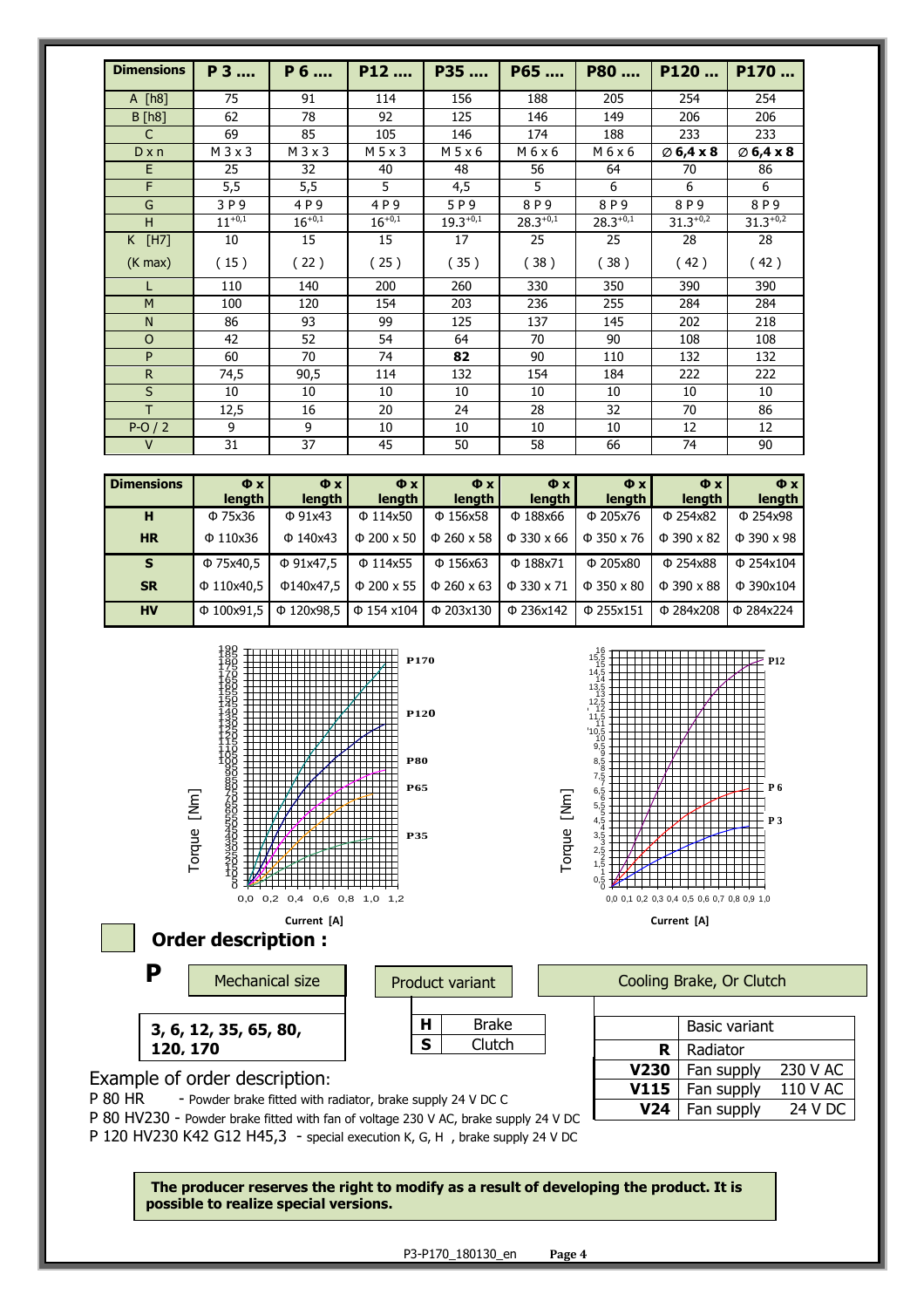| Dimensions | P 3 …. | P 6 …. | P12 … | P35 …. | P65 …. | P80 …. | P120 … | P170 … |
|---|---|---|---|---|---|---|---|---|
| A [h8] | 75 | 91 | 114 | 156 | 188 | 205 | 254 | 254 |
| B [h8] | 62 | 78 | 92 | 125 | 146 | 149 | 206 | 206 |
| C | 69 | 85 | 105 | 146 | 174 | 188 | 233 | 233 |
| D x n | M 3 x 3 | M 3 x 3 | M 5 x 3 | M 5 x 6 | M 6 x 6 | M 6 x 6 | **∅ 6,4 x 8** | **∅ 6,4 x 8** |
| E | 25 | 32 | 40 | 48 | 56 | 64 | 70 | 86 |
| F | 5,5 | 5,5 | 5 | 4,5 | 5 | 6 | 6 | 6 |
| G | 3 P 9 | 4 P 9 | 4 P 9 | 5 P 9 | 8 P 9 | 8 P 9 | 8 P 9 | 8 P 9 |
| H | $11^{+0,1}$ | $16^{+0,1}$ | $16^{+0,1}$ | $19.3^{+0,1}$ | $28.3^{+0,1}$ | $28.3^{+0,1}$ | $31.3^{+0,2}$ | $31.3^{+0,2}$ |
| K [H7] (K max) | 10 (15) | 15 (22) | 15 (25) | 17 (35) | 25 (38) | 25 (38) | 28 (42) | 28 (42) |
| L | 110 | 140 | 200 | 260 | 330 | 350 | 390 | 390 |
| M | 100 | 120 | 154 | 203 | 236 | 255 | 284 | 284 |
| N | 86 | 93 | 99 | 125 | 137 | 145 | 202 | 218 |
| O | 42 | 52 | 54 | 64 | 70 | 90 | 108 | 108 |
| P | 60 | 70 | 74 | **82** | 90 | 110 | 132 | 132 |
| R | 74,5 | 90,5 | 114 | 132 | 154 | 184 | 222 | 222 |
| S | 10 | 10 | 10 | 10 | 10 | 10 | 10 | 10 |
| T | 12,5 | 16 | 20 | 24 | 28 | 32 | 70 | 86 |
| P-O / 2 | 9 | 9 | 10 | 10 | 10 | 10 | 12 | 12 |
| V | 31 | 37 | 45 | 50 | 58 | 66 | 74 | 90 |

| Dimensions | Φ x length | Φ x length | Φ x length | Φ x length | Φ x length | Φ x length | Φ x length | Φ x length |
|---|---|---|---|---|---|---|---|---|
| **H** | Φ 75x36 | Φ 91x43 | Φ 114x50 | Φ 156x58 | Φ 188x66 | Φ 205x76 | Φ 254x82 | Φ 254x98 |
| **HR** | Φ 110x36 | Φ 140x43 | Φ 200 x 50 | Φ 260 x 58 | Φ 330 x 66 | Φ 350 x 76 | Φ 390 x 82 | Φ 390 x 98 |
| **S** | Φ 75x40,5 | Φ 91x47,5 | Φ 114x55 | Φ 156x63 | Φ 188x71 | Φ 205x80 | Φ 254x88 | Φ 254x104 |
| **SR** | Φ 110x40,5 | Φ140x47,5 | Φ 200 x 55 | Φ 260 x 63 | Φ 330 x 71 | Φ 350 x 80 | Φ 390 x 88 | Φ 390x104 |
| **HV** | Φ 100x91,5 | Φ 120x98,5 | Φ 154 x104 | Φ 203x130 | Φ 236x142 | Φ 255x151 | Φ 284x208 | Φ 284x224 |

Torque [Nm]
Current [A]
P170
P120
P80
P65
P35

Torque [Nm]
Current [A]
P12
P 6
P 3

## Order description :

**P**

| Mechanical size |
|---|
| **3, 6, 12, 35, 65, 80, 120, 170** |

Product variant

| | |
|---|---|
| **H** | Brake |
| **S** | Clutch |

Cooling Brake, Or Clutch

| | | |
|---|---|---|
| | Basic variant | |
| **R** | Radiator | |
| **V230** | Fan supply | 230 V AC |
| **V115** | Fan supply | 110 V AC |
| **V24** | Fan supply | 24 V DC |

Example of order description:

P 80 HR - Powder brake fitted with radiator, brake supply 24 V DC C

P 80 HV230 - Powder brake fitted with fan of voltage 230 V AC, brake supply 24 V DC

P 120 HV230 K42 G12 H45,3 - special execution K, G, H , brake supply 24 V DC

**The producer reserves the right to modify as a result of developing the product. It is possible to realize special versions.**